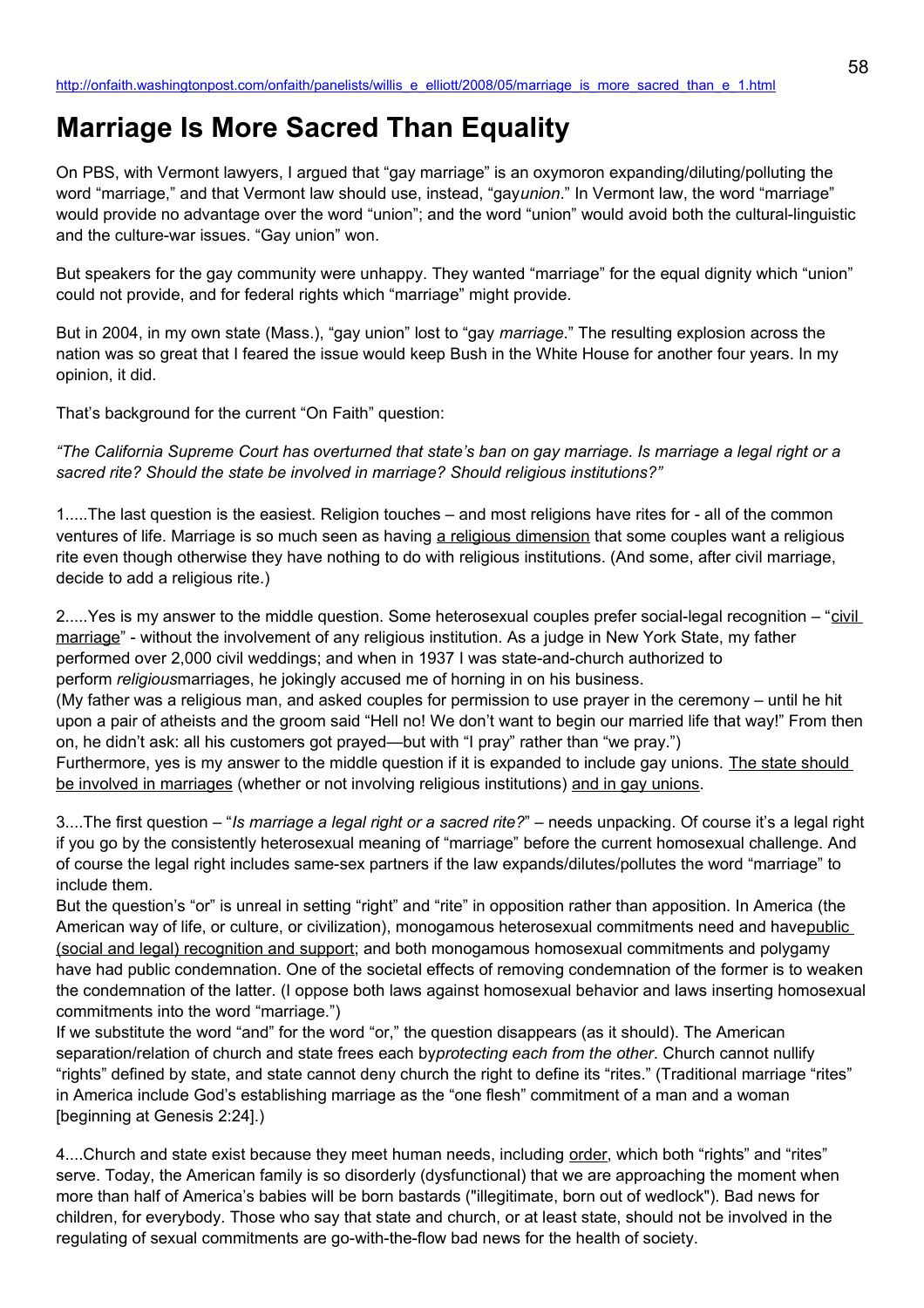http://onfaith.washingtonpost.com/onfaith/panelists/willis_e_elliott/2008/05/marriage_is_more_sacred_than_e_1.html

# Marriage Is More Sacred Than Equality

On PBS, with Vermont lawyers, I argued that "gay marriage" is an oxymoron expanding/diluting/polluting the word "marriage," and that Vermont law should use, instead, "gay *union*." In Vermont law, the word "marriage" would provide no advantage over the word "union"; and the word "union" would avoid both the cultural-linguistic and the culture-war issues. "Gay union" won.

But speakers for the gay community were unhappy. They wanted "marriage" for the equal dignity which "union" could not provide, and for federal rights which "marriage" might provide.

But in 2004, in my own state (Mass.), "gay union" lost to "gay *marriage*." The resulting explosion across the nation was so great that I feared the issue would keep Bush in the White House for another four years. In my opinion, it did.

That's background for the current "On Faith" question:

*"The California Supreme Court has overturned that state's ban on gay marriage. Is marriage a legal right or a sacred rite? Should the state be involved in marriage? Should religious institutions?"*

1.....The last question is the easiest. Religion touches – and most religions have rites for - all of the common ventures of life. Marriage is so much seen as having a religious dimension that some couples want a religious rite even though otherwise they have nothing to do with religious institutions. (And some, after civil marriage, decide to add a religious rite.)

2.....Yes is my answer to the middle question. Some heterosexual couples prefer social-legal recognition – "civil marriage" - without the involvement of any religious institution. As a judge in New York State, my father performed over 2,000 civil weddings; and when in 1937 I was state-and-church authorized to perform *religious* marriages, he jokingly accused me of horning in on his business.

(My father was a religious man, and asked couples for permission to use prayer in the ceremony – until he hit upon a pair of atheists and the groom said "Hell no! We don't want to begin our married life that way!" From then on, he didn't ask: all his customers got prayed—but with "I pray" rather than "we pray.")

Furthermore, yes is my answer to the middle question if it is expanded to include gay unions. The state should be involved in marriages (whether or not involving religious institutions) and in gay unions.

3....The first question – "*Is marriage a legal right or a sacred rite?*" – needs unpacking. Of course it's a legal right if you go by the consistently heterosexual meaning of "marriage" before the current homosexual challenge. And of course the legal right includes same-sex partners if the law expands/dilutes/pollutes the word "marriage" to include them.

But the question's "or" is unreal in setting "right" and "rite" in opposition rather than apposition. In America (the American way of life, or culture, or civilization), monogamous heterosexual commitments need and have public (social and legal) recognition and support; and both monogamous homosexual commitments and polygamy have had public condemnation. One of the societal effects of removing condemnation of the former is to weaken the condemnation of the latter. (I oppose both laws against homosexual behavior and laws inserting homosexual commitments into the word "marriage.")

If we substitute the word "and" for the word "or," the question disappears (as it should). The American separation/relation of church and state frees each by *protecting each from the other*. Church cannot nullify "rights" defined by state, and state cannot deny church the right to define its "rites." (Traditional marriage "rites" in America include God's establishing marriage as the "one flesh" commitment of a man and a woman [beginning at Genesis 2:24].)

4....Church and state exist because they meet human needs, including order, which both "rights" and "rites" serve. Today, the American family is so disorderly (dysfunctional) that we are approaching the moment when more than half of America's babies will be born bastards ("illegitimate, born out of wedlock"). Bad news for children, for everybody. Those who say that state and church, or at least state, should not be involved in the regulating of sexual commitments are go-with-the-flow bad news for the health of society.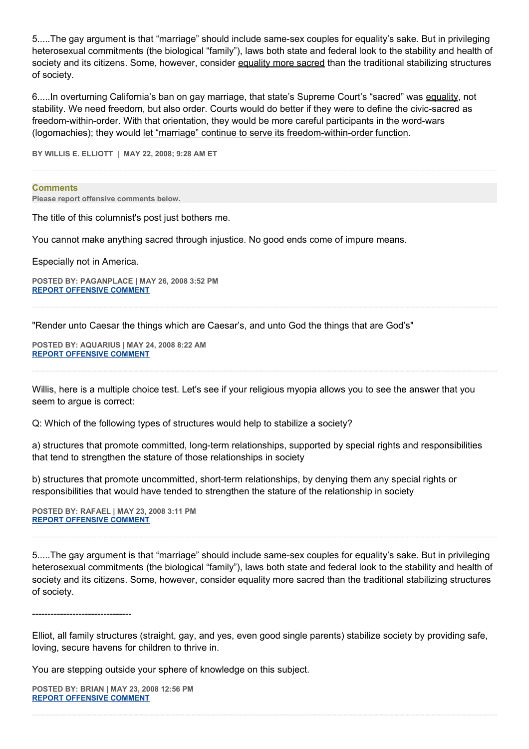5.....The gay argument is that "marriage" should include same-sex couples for equality's sake. But in privileging heterosexual commitments (the biological "family"), laws both state and federal look to the stability and health of society and its citizens. Some, however, consider equality more sacred than the traditional stabilizing structures of society.

6.....In overturning California's ban on gay marriage, that state's Supreme Court's "sacred" was equality, not stability. We need freedom, but also order. Courts would do better if they were to define the civic-sacred as freedom-within-order. With that orientation, they would be more careful participants in the word-wars (logomachies); they would let "marriage" continue to serve its freedom-within-order function.

**BY WILLIS E. ELLIOTT | MAY 22, 2008; 9:28 AM ET**

---

**Comments**

**Please report offensive comments below.**

The title of this columnist's post just bothers me.

You cannot make anything sacred through injustice. No good ends come of impure means.

Especially not in America.

**POSTED BY: PAGANPLACE | MAY 26, 2008 3:52 PM**
**REPORT OFFENSIVE COMMENT**

---

"Render unto Caesar the things which are Caesar's, and unto God the things that are God's"

**POSTED BY: AQUARIUS | MAY 24, 2008 8:22 AM**
**REPORT OFFENSIVE COMMENT**

---

Willis, here is a multiple choice test. Let's see if your religious myopia allows you to see the answer that you seem to argue is correct:

Q: Which of the following types of structures would help to stabilize a society?

a) structures that promote committed, long-term relationships, supported by special rights and responsibilities that tend to strengthen the stature of those relationships in society

b) structures that promote uncommitted, short-term relationships, by denying them any special rights or responsibilities that would have tended to strengthen the stature of the relationship in society

**POSTED BY: RAFAEL | MAY 23, 2008 3:11 PM**
**REPORT OFFENSIVE COMMENT**

---

5.....The gay argument is that "marriage" should include same-sex couples for equality's sake. But in privileging heterosexual commitments (the biological "family"), laws both state and federal look to the stability and health of society and its citizens. Some, however, consider equality more sacred than the traditional stabilizing structures of society.

--------------------------------

Elliot, all family structures (straight, gay, and yes, even good single parents) stabilize society by providing safe, loving, secure havens for children to thrive in.

You are stepping outside your sphere of knowledge on this subject.

**POSTED BY: BRIAN | MAY 23, 2008 12:56 PM**
**REPORT OFFENSIVE COMMENT**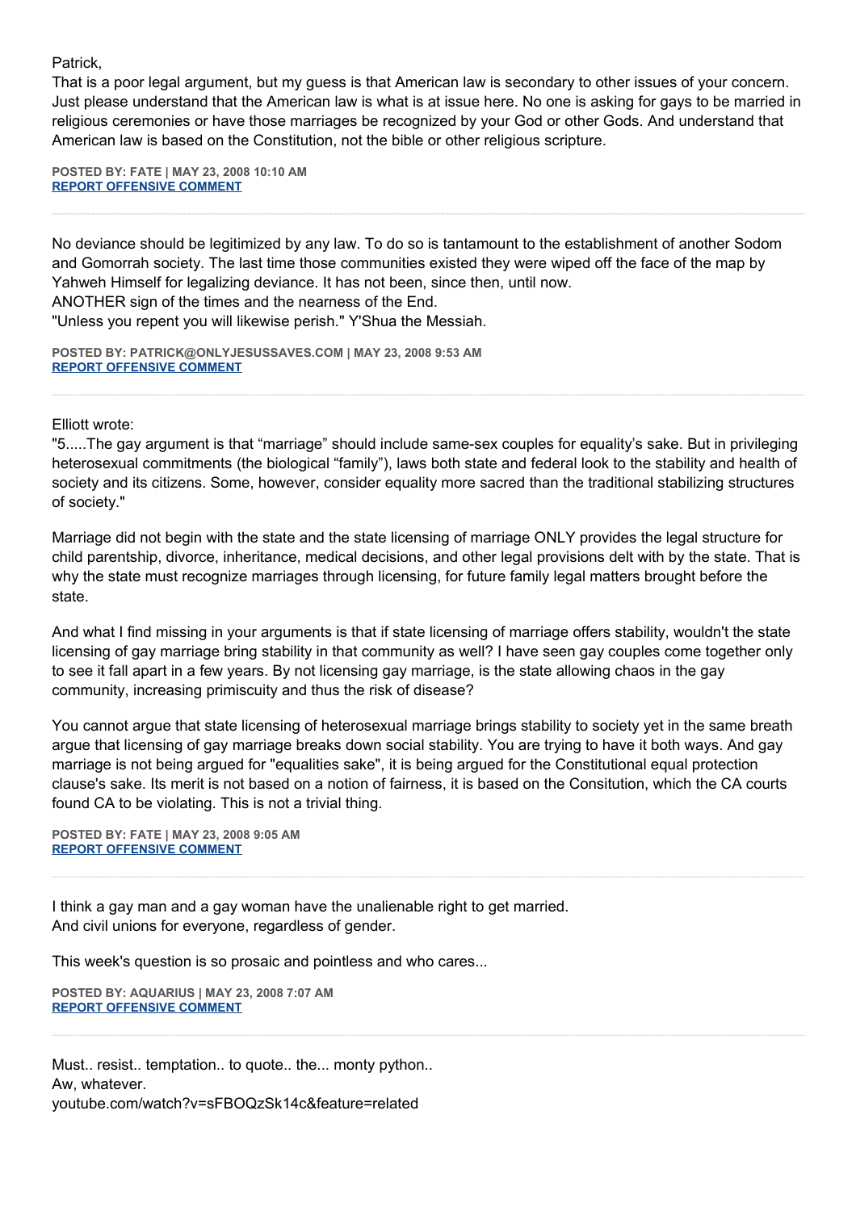Patrick,
That is a poor legal argument, but my guess is that American law is secondary to other issues of your concern. Just please understand that the American law is what is at issue here. No one is asking for gays to be married in religious ceremonies or have those marriages be recognized by your God or other Gods. And understand that American law is based on the Constitution, not the bible or other religious scripture.

**POSTED BY: FATE | MAY 23, 2008 10:10 AM**
**REPORT OFFENSIVE COMMENT**

---

No deviance should be legitimized by any law. To do so is tantamount to the establishment of another Sodom and Gomorrah society. The last time those communities existed they were wiped off the face of the map by Yahweh Himself for legalizing deviance. It has not been, since then, until now.
ANOTHER sign of the times and the nearness of the End.
"Unless you repent you will likewise perish." Y'Shua the Messiah.

**POSTED BY: PATRICK@ONLYJESUSSAVES.COM | MAY 23, 2008 9:53 AM**
**REPORT OFFENSIVE COMMENT**

---

Elliott wrote:
"5.....The gay argument is that “marriage” should include same-sex couples for equality’s sake. But in privileging heterosexual commitments (the biological “family”), laws both state and federal look to the stability and health of society and its citizens. Some, however, consider equality more sacred than the traditional stabilizing structures of society."

Marriage did not begin with the state and the state licensing of marriage ONLY provides the legal structure for child parentship, divorce, inheritance, medical decisions, and other legal provisions delt with by the state. That is why the state must recognize marriages through licensing, for future family legal matters brought before the state.

And what I find missing in your arguments is that if state licensing of marriage offers stability, wouldn't the state licensing of gay marriage bring stability in that community as well? I have seen gay couples come together only to see it fall apart in a few years. By not licensing gay marriage, is the state allowing chaos in the gay community, increasing primiscuity and thus the risk of disease?

You cannot argue that state licensing of heterosexual marriage brings stability to society yet in the same breath argue that licensing of gay marriage breaks down social stability. You are trying to have it both ways. And gay marriage is not being argued for "equalities sake", it is being argued for the Constitutional equal protection clause's sake. Its merit is not based on a notion of fairness, it is based on the Consitution, which the CA courts found CA to be violating. This is not a trivial thing.

**POSTED BY: FATE | MAY 23, 2008 9:05 AM**
**REPORT OFFENSIVE COMMENT**

---

I think a gay man and a gay woman have the unalienable right to get married.
And civil unions for everyone, regardless of gender.

This week's question is so prosaic and pointless and who cares...

**POSTED BY: AQUARIUS | MAY 23, 2008 7:07 AM**
**REPORT OFFENSIVE COMMENT**

---

Must.. resist.. temptation.. to quote.. the... monty python..
Aw, whatever.
youtube.com/watch?v=sFBOQzSk14c&feature=related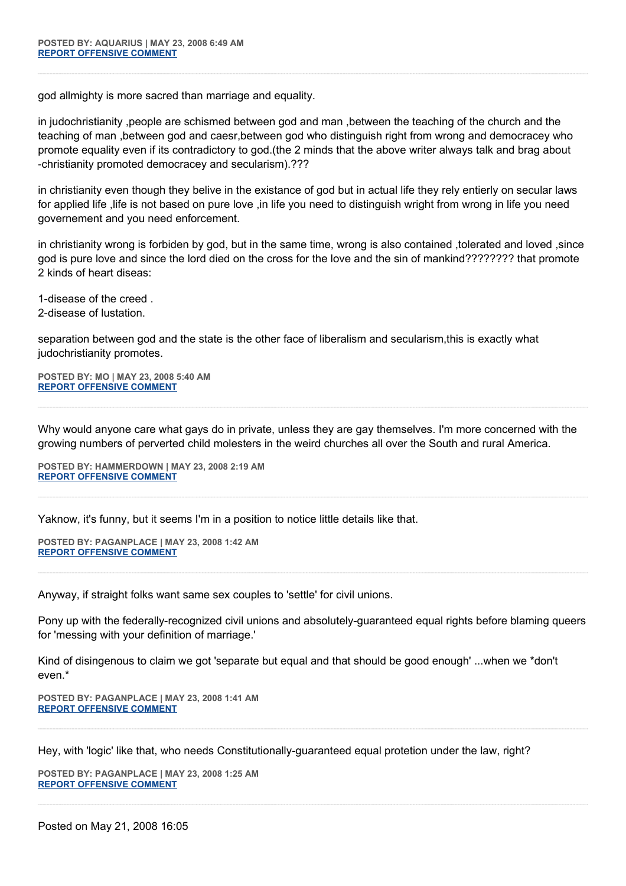**POSTED BY: AQUARIUS | MAY 23, 2008 6:49 AM**
**REPORT OFFENSIVE COMMENT**

---

god allmighty is more sacred than marriage and equality.

in judochristianity ,people are schismed between god and man ,between the teaching of the church and the teaching of man ,between god and caesr,between god who distinguish right from wrong and democracey who promote equality even if its contradictory to god.(the 2 minds that the above writer always talk and brag about -christianity promoted democracey and secularism).???

in christianity even though they belive in the existance of god but in actual life they rely entierly on secular laws for applied life ,life is not based on pure love ,in life you need to distinguish wright from wrong in life you need governement and you need enforcement.

in christianity wrong is forbiden by god, but in the same time, wrong is also contained ,tolerated and loved ,since god is pure love and since the lord died on the cross for the love and the sin of mankind???????? that promote 2 kinds of heart diseas:

1-disease of the creed .
2-disease of lustation.

separation between god and the state is the other face of liberalism and secularism,this is exactly what judochristianity promotes.

**POSTED BY: MO | MAY 23, 2008 5:40 AM**
**REPORT OFFENSIVE COMMENT**

---

Why would anyone care what gays do in private, unless they are gay themselves. I'm more concerned with the growing numbers of perverted child molesters in the weird churches all over the South and rural America.

**POSTED BY: HAMMERDOWN | MAY 23, 2008 2:19 AM**
**REPORT OFFENSIVE COMMENT**

---

Yaknow, it's funny, but it seems I'm in a position to notice little details like that.

**POSTED BY: PAGANPLACE | MAY 23, 2008 1:42 AM**
**REPORT OFFENSIVE COMMENT**

---

Anyway, if straight folks want same sex couples to 'settle' for civil unions.

Pony up with the federally-recognized civil unions and absolutely-guaranteed equal rights before blaming queers for 'messing with your definition of marriage.'

Kind of disingenous to claim we got 'separate but equal and that should be good enough' ...when we *don't even.*

**POSTED BY: PAGANPLACE | MAY 23, 2008 1:41 AM**
**REPORT OFFENSIVE COMMENT**

---

Hey, with 'logic' like that, who needs Constitutionally-guaranteed equal protetion under the law, right?

**POSTED BY: PAGANPLACE | MAY 23, 2008 1:25 AM**
**REPORT OFFENSIVE COMMENT**

---

Posted on May 21, 2008 16:05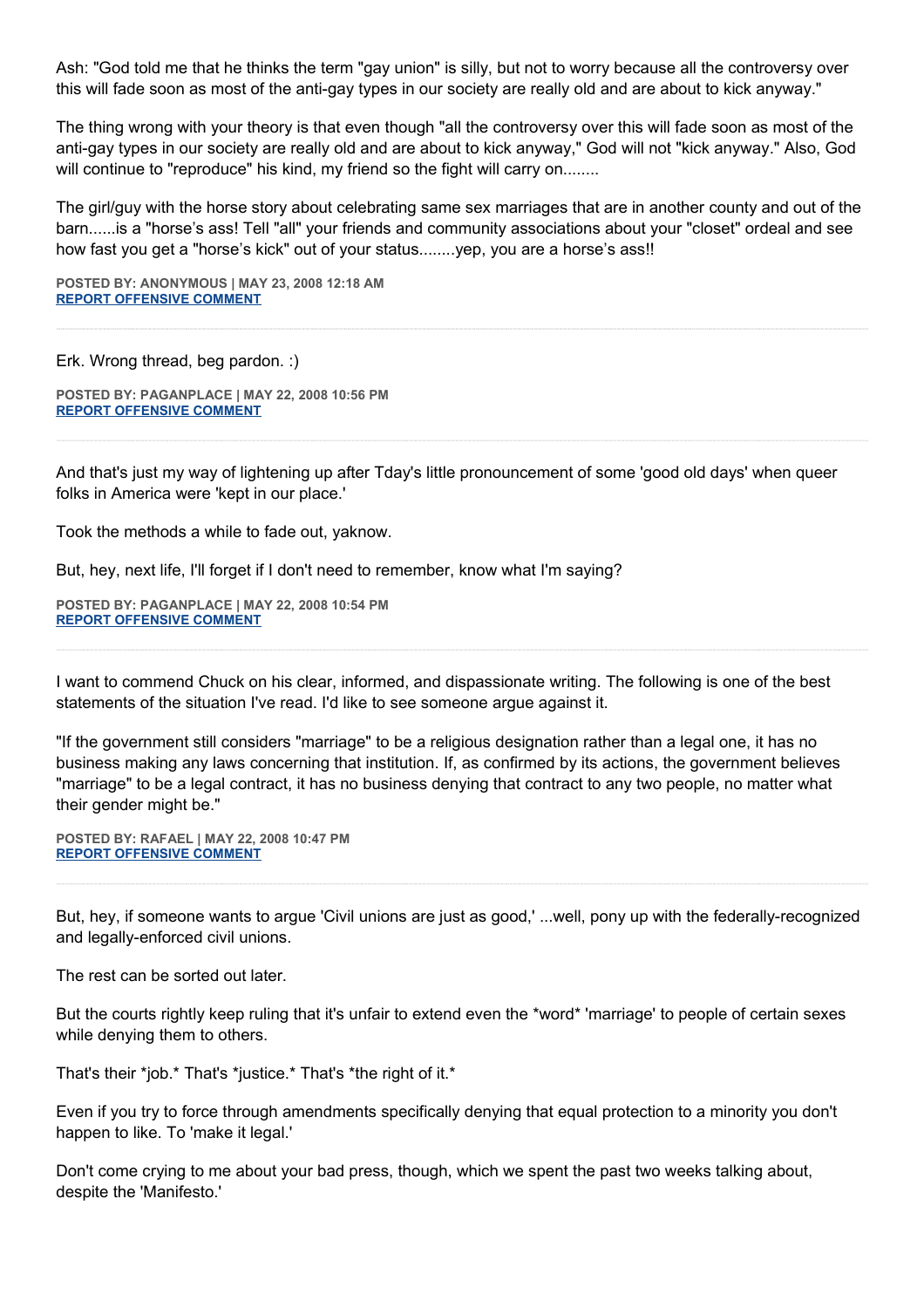Ash: "God told me that he thinks the term "gay union" is silly, but not to worry because all the controversy over this will fade soon as most of the anti-gay types in our society are really old and are about to kick anyway."

The thing wrong with your theory is that even though "all the controversy over this will fade soon as most of the anti-gay types in our society are really old and are about to kick anyway," God will not "kick anyway." Also, God will continue to "reproduce" his kind, my friend so the fight will carry on........

The girl/guy with the horse story about celebrating same sex marriages that are in another county and out of the barn......is a "horse's ass! Tell "all" your friends and community associations about your "closet" ordeal and see how fast you get a "horse's kick" out of your status........yep, you are a horse's ass!!

**POSTED BY: ANONYMOUS | MAY 23, 2008 12:18 AM**
**REPORT OFFENSIVE COMMENT**

---

Erk. Wrong thread, beg pardon. :)

**POSTED BY: PAGANPLACE | MAY 22, 2008 10:56 PM**
**REPORT OFFENSIVE COMMENT**

---

And that's just my way of lightening up after Tday's little pronouncement of some 'good old days' when queer folks in America were 'kept in our place.'

Took the methods a while to fade out, yaknow.

But, hey, next life, I'll forget if I don't need to remember, know what I'm saying?

**POSTED BY: PAGANPLACE | MAY 22, 2008 10:54 PM**
**REPORT OFFENSIVE COMMENT**

---

I want to commend Chuck on his clear, informed, and dispassionate writing. The following is one of the best statements of the situation I've read. I'd like to see someone argue against it.

"If the government still considers "marriage" to be a religious designation rather than a legal one, it has no business making any laws concerning that institution. If, as confirmed by its actions, the government believes "marriage" to be a legal contract, it has no business denying that contract to any two people, no matter what their gender might be."

**POSTED BY: RAFAEL | MAY 22, 2008 10:47 PM**
**REPORT OFFENSIVE COMMENT**

---

But, hey, if someone wants to argue 'Civil unions are just as good,' ...well, pony up with the federally-recognized and legally-enforced civil unions.

The rest can be sorted out later.

But the courts rightly keep ruling that it's unfair to extend even the *word* 'marriage' to people of certain sexes while denying them to others.

That's their *job.* That's *justice.* That's *the right of it.*

Even if you try to force through amendments specifically denying that equal protection to a minority you don't happen to like. To 'make it legal.'

Don't come crying to me about your bad press, though, which we spent the past two weeks talking about, despite the 'Manifesto.'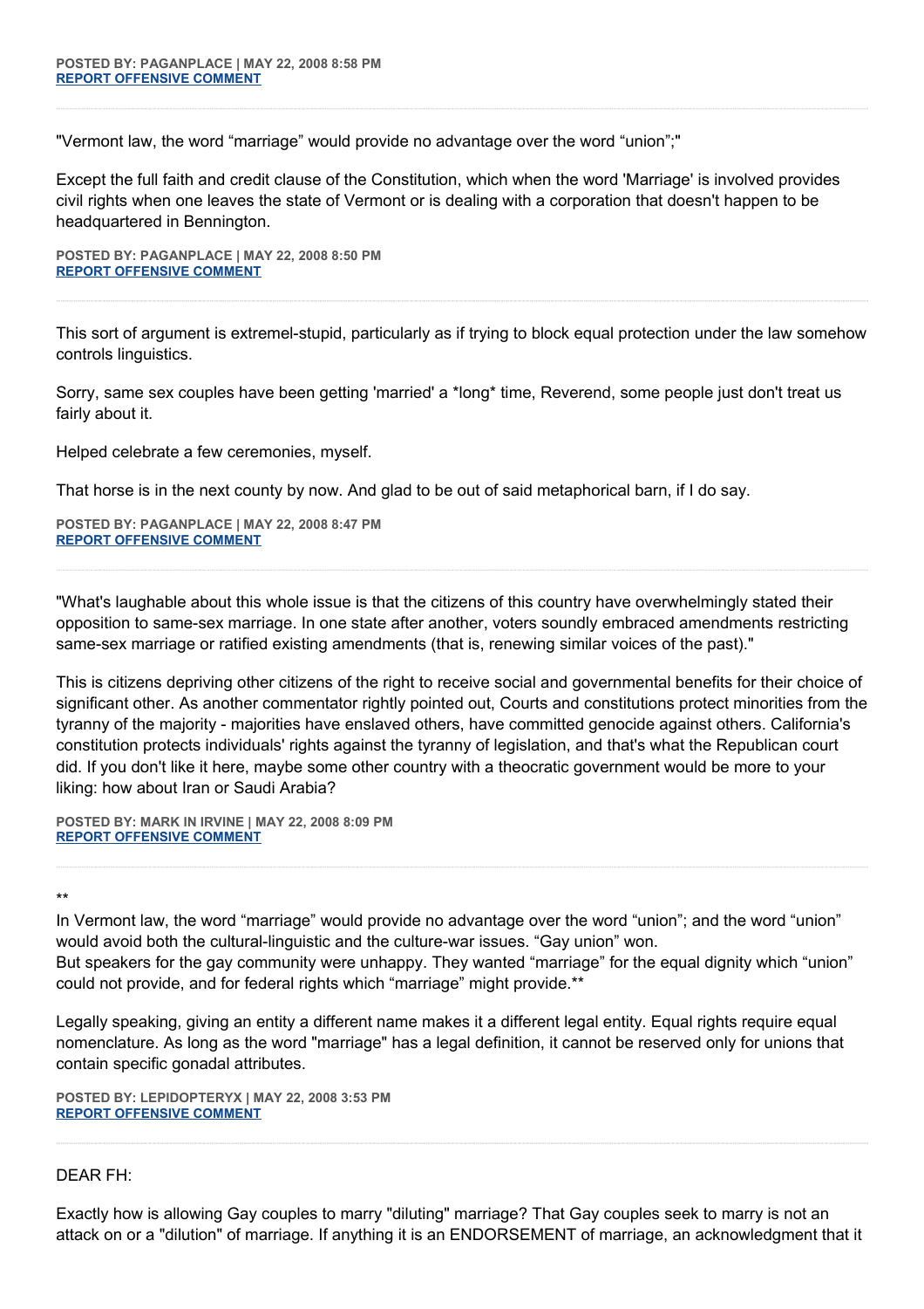**POSTED BY: PAGANPLACE | MAY 22, 2008 8:58 PM**
**REPORT OFFENSIVE COMMENT**

---

"Vermont law, the word "marriage" would provide no advantage over the word "union";"

Except the full faith and credit clause of the Constitution, which when the word 'Marriage' is involved provides civil rights when one leaves the state of Vermont or is dealing with a corporation that doesn't happen to be headquartered in Bennington.

**POSTED BY: PAGANPLACE | MAY 22, 2008 8:50 PM**
**REPORT OFFENSIVE COMMENT**

---

This sort of argument is extremel-stupid, particularly as if trying to block equal protection under the law somehow controls linguistics.

Sorry, same sex couples have been getting 'married' a *long* time, Reverend, some people just don't treat us fairly about it.

Helped celebrate a few ceremonies, myself.

That horse is in the next county by now. And glad to be out of said metaphorical barn, if I do say.

**POSTED BY: PAGANPLACE | MAY 22, 2008 8:47 PM**
**REPORT OFFENSIVE COMMENT**

---

"What's laughable about this whole issue is that the citizens of this country have overwhelmingly stated their opposition to same-sex marriage. In one state after another, voters soundly embraced amendments restricting same-sex marriage or ratified existing amendments (that is, renewing similar voices of the past)."

This is citizens depriving other citizens of the right to receive social and governmental benefits for their choice of significant other. As another commentator rightly pointed out, Courts and constitutions protect minorities from the tyranny of the majority - majorities have enslaved others, have committed genocide against others. California's constitution protects individuals' rights against the tyranny of legislation, and that's what the Republican court did. If you don't like it here, maybe some other country with a theocratic government would be more to your liking: how about Iran or Saudi Arabia?

**POSTED BY: MARK IN IRVINE | MAY 22, 2008 8:09 PM**
**REPORT OFFENSIVE COMMENT**

---

**
In Vermont law, the word "marriage" would provide no advantage over the word "union"; and the word "union" would avoid both the cultural-linguistic and the culture-war issues. "Gay union" won.
But speakers for the gay community were unhappy. They wanted "marriage" for the equal dignity which "union" could not provide, and for federal rights which "marriage" might provide.**

Legally speaking, giving an entity a different name makes it a different legal entity. Equal rights require equal nomenclature. As long as the word "marriage" has a legal definition, it cannot be reserved only for unions that contain specific gonadal attributes.

**POSTED BY: LEPIDOPTERYX | MAY 22, 2008 3:53 PM**
**REPORT OFFENSIVE COMMENT**

---

DEAR FH:

Exactly how is allowing Gay couples to marry "diluting" marriage? That Gay couples seek to marry is not an attack on or a "dilution" of marriage. If anything it is an ENDORSEMENT of marriage, an acknowledgment that it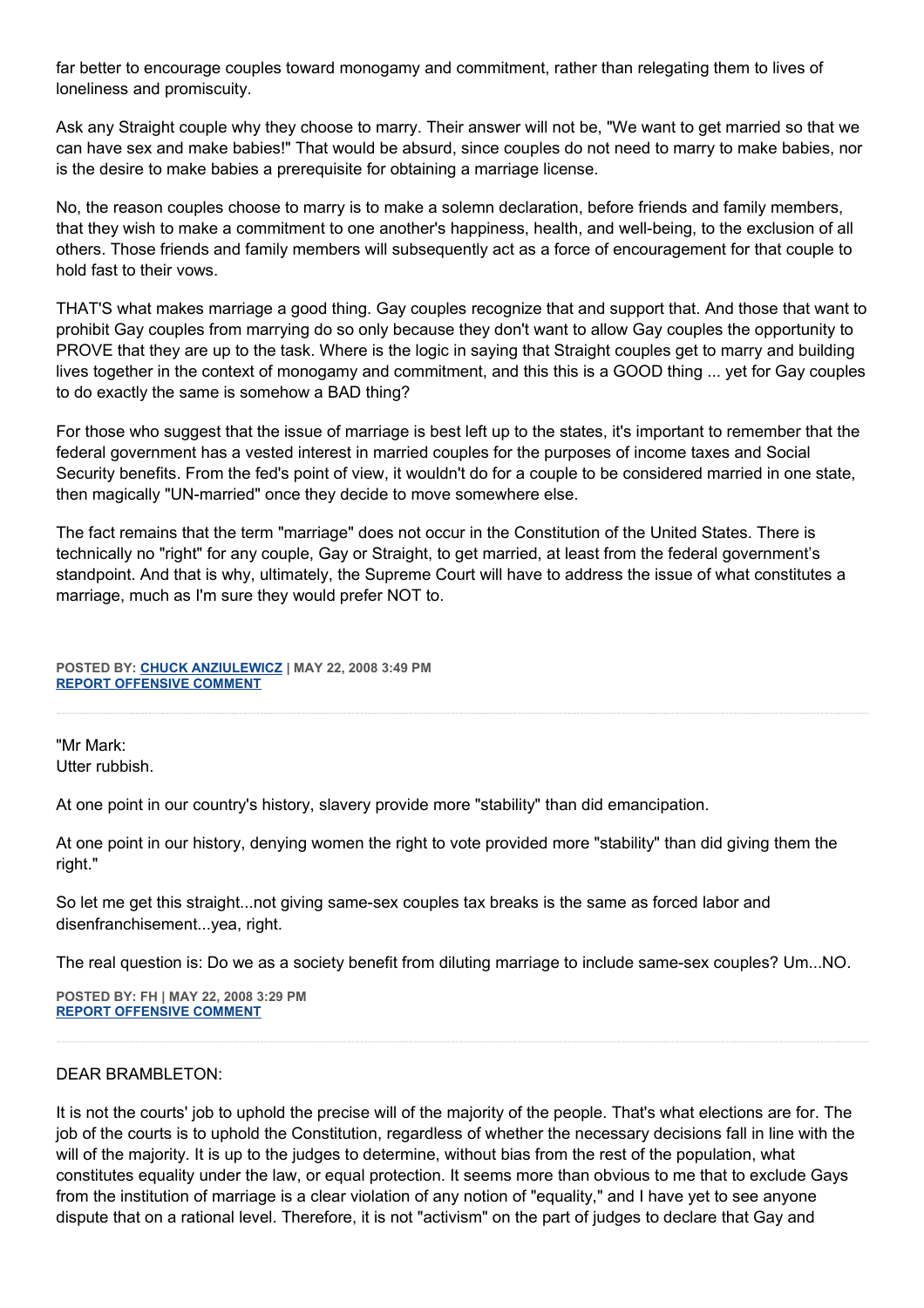far better to encourage couples toward monogamy and commitment, rather than relegating them to lives of loneliness and promiscuity.

Ask any Straight couple why they choose to marry. Their answer will not be, "We want to get married so that we can have sex and make babies!" That would be absurd, since couples do not need to marry to make babies, nor is the desire to make babies a prerequisite for obtaining a marriage license.

No, the reason couples choose to marry is to make a solemn declaration, before friends and family members, that they wish to make a commitment to one another's happiness, health, and well-being, to the exclusion of all others. Those friends and family members will subsequently act as a force of encouragement for that couple to hold fast to their vows.

THAT'S what makes marriage a good thing. Gay couples recognize that and support that. And those that want to prohibit Gay couples from marrying do so only because they don't want to allow Gay couples the opportunity to PROVE that they are up to the task. Where is the logic in saying that Straight couples get to marry and building lives together in the context of monogamy and commitment, and this this is a GOOD thing ... yet for Gay couples to do exactly the same is somehow a BAD thing?

For those who suggest that the issue of marriage is best left up to the states, it's important to remember that the federal government has a vested interest in married couples for the purposes of income taxes and Social Security benefits. From the fed's point of view, it wouldn't do for a couple to be considered married in one state, then magically "UN-married" once they decide to move somewhere else.

The fact remains that the term "marriage" does not occur in the Constitution of the United States. There is technically no "right" for any couple, Gay or Straight, to get married, at least from the federal government's standpoint. And that is why, ultimately, the Supreme Court will have to address the issue of what constitutes a marriage, much as I'm sure they would prefer NOT to.

**POSTED BY: CHUCK ANZIULEWICZ | MAY 22, 2008 3:49 PM**
**REPORT OFFENSIVE COMMENT**

---

"Mr Mark:
Utter rubbish.

At one point in our country's history, slavery provide more "stability" than did emancipation.

At one point in our history, denying women the right to vote provided more "stability" than did giving them the right."

So let me get this straight...not giving same-sex couples tax breaks is the same as forced labor and disenfranchisement...yea, right.

The real question is: Do we as a society benefit from diluting marriage to include same-sex couples? Um...NO.

**POSTED BY: FH | MAY 22, 2008 3:29 PM**
**REPORT OFFENSIVE COMMENT**

---

DEAR BRAMBLETON:

It is not the courts' job to uphold the precise will of the majority of the people. That's what elections are for. The job of the courts is to uphold the Constitution, regardless of whether the necessary decisions fall in line with the will of the majority. It is up to the judges to determine, without bias from the rest of the population, what constitutes equality under the law, or equal protection. It seems more than obvious to me that to exclude Gays from the institution of marriage is a clear violation of any notion of "equality," and I have yet to see anyone dispute that on a rational level. Therefore, it is not "activism" on the part of judges to declare that Gay and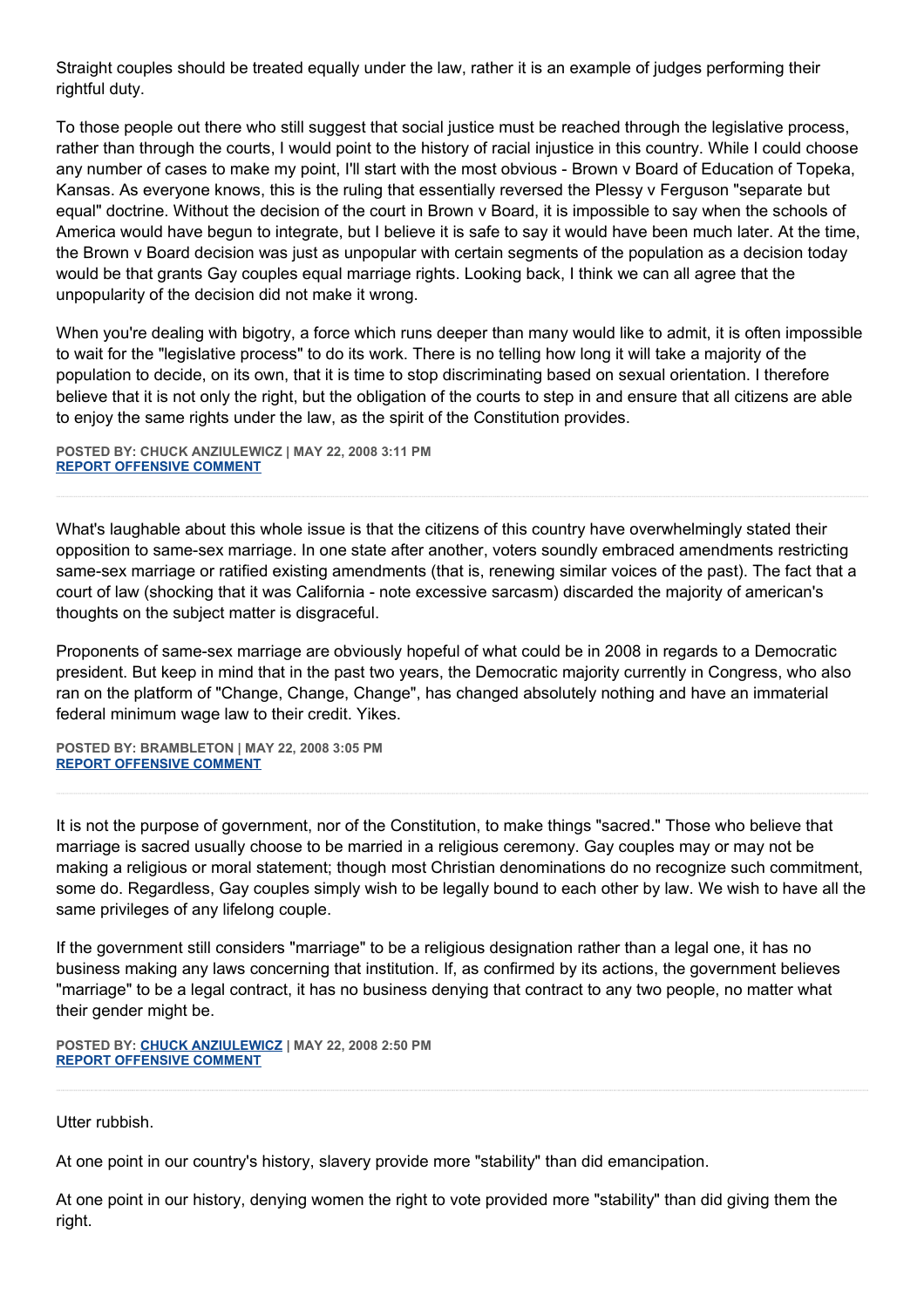Straight couples should be treated equally under the law, rather it is an example of judges performing their rightful duty.

To those people out there who still suggest that social justice must be reached through the legislative process, rather than through the courts, I would point to the history of racial injustice in this country. While I could choose any number of cases to make my point, I'll start with the most obvious - Brown v Board of Education of Topeka, Kansas. As everyone knows, this is the ruling that essentially reversed the Plessy v Ferguson "separate but equal" doctrine. Without the decision of the court in Brown v Board, it is impossible to say when the schools of America would have begun to integrate, but I believe it is safe to say it would have been much later. At the time, the Brown v Board decision was just as unpopular with certain segments of the population as a decision today would be that grants Gay couples equal marriage rights. Looking back, I think we can all agree that the unpopularity of the decision did not make it wrong.

When you're dealing with bigotry, a force which runs deeper than many would like to admit, it is often impossible to wait for the "legislative process" to do its work. There is no telling how long it will take a majority of the population to decide, on its own, that it is time to stop discriminating based on sexual orientation. I therefore believe that it is not only the right, but the obligation of the courts to step in and ensure that all citizens are able to enjoy the same rights under the law, as the spirit of the Constitution provides.

**POSTED BY: CHUCK ANZIULEWICZ | MAY 22, 2008 3:11 PM**
**REPORT OFFENSIVE COMMENT**

---

What's laughable about this whole issue is that the citizens of this country have overwhelmingly stated their opposition to same-sex marriage. In one state after another, voters soundly embraced amendments restricting same-sex marriage or ratified existing amendments (that is, renewing similar voices of the past). The fact that a court of law (shocking that it was California - note excessive sarcasm) discarded the majority of american's thoughts on the subject matter is disgraceful.

Proponents of same-sex marriage are obviously hopeful of what could be in 2008 in regards to a Democratic president. But keep in mind that in the past two years, the Democratic majority currently in Congress, who also ran on the platform of "Change, Change, Change", has changed absolutely nothing and have an immaterial federal minimum wage law to their credit. Yikes.

**POSTED BY: BRAMBLETON | MAY 22, 2008 3:05 PM**
**REPORT OFFENSIVE COMMENT**

---

It is not the purpose of government, nor of the Constitution, to make things "sacred." Those who believe that marriage is sacred usually choose to be married in a religious ceremony. Gay couples may or may not be making a religious or moral statement; though most Christian denominations do no recognize such commitment, some do. Regardless, Gay couples simply wish to be legally bound to each other by law. We wish to have all the same privileges of any lifelong couple.

If the government still considers "marriage" to be a religious designation rather than a legal one, it has no business making any laws concerning that institution. If, as confirmed by its actions, the government believes "marriage" to be a legal contract, it has no business denying that contract to any two people, no matter what their gender might be.

**POSTED BY: CHUCK ANZIULEWICZ | MAY 22, 2008 2:50 PM**
**REPORT OFFENSIVE COMMENT**

---

Utter rubbish.

At one point in our country's history, slavery provide more "stability" than did emancipation.

At one point in our history, denying women the right to vote provided more "stability" than did giving them the right.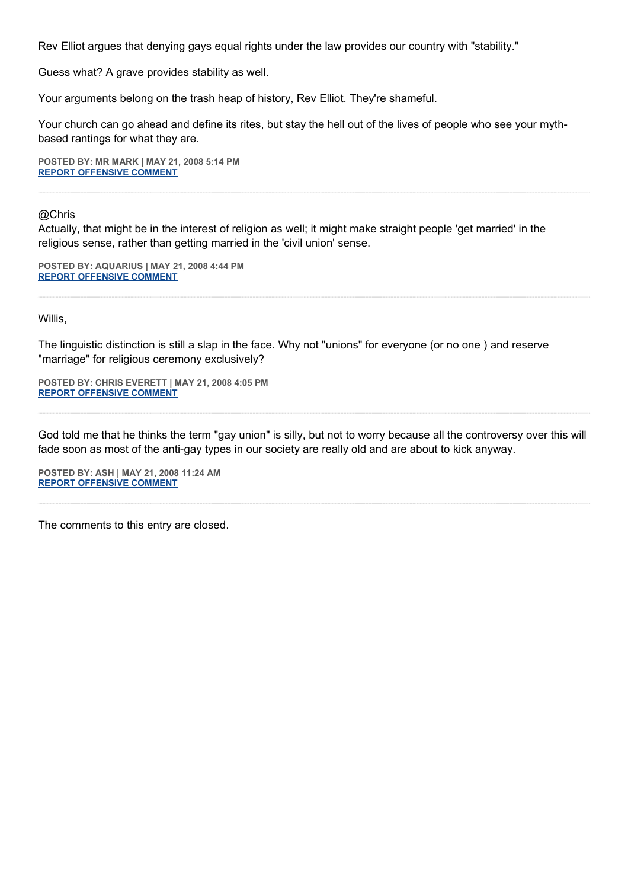Rev Elliot argues that denying gays equal rights under the law provides our country with "stability."

Guess what? A grave provides stability as well.

Your arguments belong on the trash heap of history, Rev Elliot. They're shameful.

Your church can go ahead and define its rites, but stay the hell out of the lives of people who see your myth-based rantings for what they are.

**POSTED BY: MR MARK | MAY 21, 2008 5:14 PM**
**REPORT OFFENSIVE COMMENT**

---

@Chris
Actually, that might be in the interest of religion as well; it might make straight people 'get married' in the religious sense, rather than getting married in the 'civil union' sense.

**POSTED BY: AQUARIUS | MAY 21, 2008 4:44 PM**
**REPORT OFFENSIVE COMMENT**

---

Willis,

The linguistic distinction is still a slap in the face. Why not "unions" for everyone (or no one ) and reserve "marriage" for religious ceremony exclusively?

**POSTED BY: CHRIS EVERETT | MAY 21, 2008 4:05 PM**
**REPORT OFFENSIVE COMMENT**

---

God told me that he thinks the term "gay union" is silly, but not to worry because all the controversy over this will fade soon as most of the anti-gay types in our society are really old and are about to kick anyway.

**POSTED BY: ASH | MAY 21, 2008 11:24 AM**
**REPORT OFFENSIVE COMMENT**

---

The comments to this entry are closed.